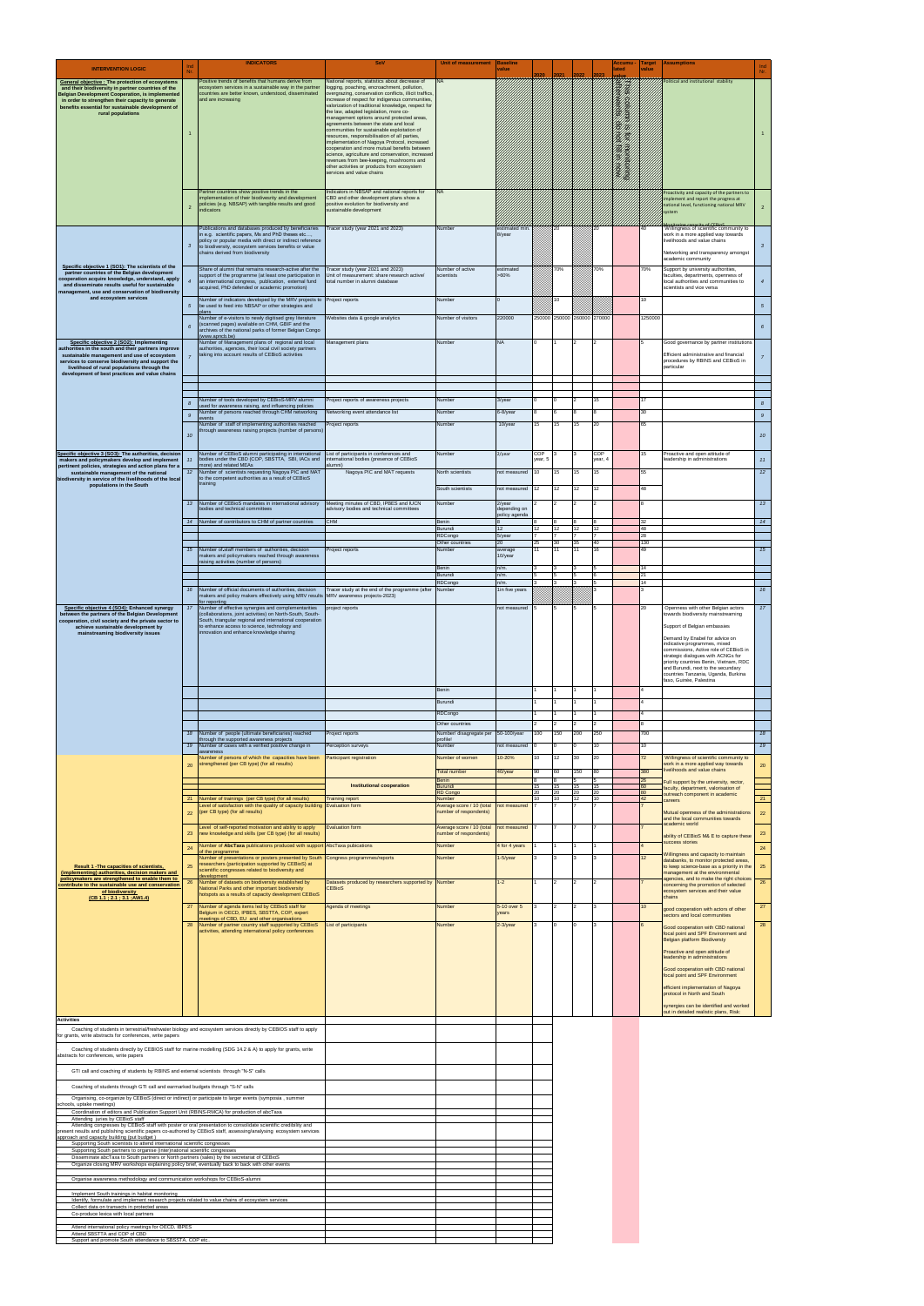| INTERVENTION LOGIC | Ind. Nr. | INDICATORS | SoV | Unit of measurement | Baseline value | 2020 | 2021 | 2022 | 2023 | Accumulated value | Target value | Assumptions | Ind. Nr. |
|---|---|---|---|---|---|---|---|---|---|---|---|---|---|
| **General objective : The protection of ecosystems and their biodiversity in partner countries of the Belgian Development Cooperation, is implemented in order to strengthen their capacity to generate benefits essential for sustainable development of rural populations** | 1 | Positive trends of benefits that humans derive from ecosystem services in a sustainable way in the partner countries are better known, understood, disseminated and are increasing | National reports, statistics about decrease of logging, poaching, encroachment, pollution, overgrazing, conservation conflicts, illicit traffics, increase of respect for indigenous communities, valorization of traditional knowledge, respect for the law, adapted legislation, more co-management options around protected areas, agreements between the state and local communities for sustainable exploitation of resources, responsibilisation of all parties, implementation of Nagoya Protocol, increased cooperation and more mutual benefits between science, agriculture and conservation, increased revenues from bee-keeping, mushrooms and other activities or products from ecosystem services and value chains | NA | | | | | | This column is for monitoring afterwards, do not fill in now | | Political and institutional stability | 1 |
| | 2 | Partner countries show positive trends in the implementation of their biodiversity and development policies (e.g. NBSAP) with tangible results and good indicators | Indicators in NBSAP and national reports for CBD and other development plans show a positive evolution for biodiversity and sustainable development | NA | | | | | | | | Proactivity and capacity of the partners to implement and report the progress at national level, functioning national MRV system | 2 |
| **Specific objective 1 (SO1): The scientists of the partner countries of the Belgian development cooperation acquire knowledge, understand, apply and disseminate results useful for sustainable management, use and conservation of biodiversity and ecosystem services** | 3 | Publications and databases produced by beneficiaries in e.g. scientific papers, Ms and PhD theses etc...., policy or popular media with direct or indirect reference to biodiversity, ecosystem services benefits or value chains derived from biodiversity | Tracer study (year 2021 and 2023) | Number | estimated min 8/year | | 10 | | 30 | | 40 | Willingness of scientific community to work in a more applied way towards livelihoods and value chains<br><br>Networking and transparency amongst academic community | 3 |
| | 4 | Share of alumni that remains research-active after the support of the programme (at least one participation in an international congress, publication, external fund acquired, PhD defended or academic promotion) | Tracer study (year 2021 and 2023) Unit of measurement: share research active/ total number in alumni database | Number of active scientists | estimated >60% | | 70% | | 70% | | 70% | Support by university authorities, faculties, departments, openness of local authorities and communities to scientists and vice versa | 4 |
| | 5 | Number of indicators developed by the MRV projects to be used to feed into NBSAP or other strategies and plans | Project reports | Number | 0 | | 10 | | | | 10 | | 5 |
| | 6 | Number of e-visitors to newly digitised grey literature (scanned pages) available on CHM, GBIF and the archives of the national parks of former Belgian Congo (www.apncb.be) | Websites data & google analytics | Number of visitors | 220000 | 250000 | 250000 | 260000 | 270000 | | 1250000 | | 6 |
| **Specific objective 2 (SO2): Implementing authorities in the south and their partners improve sustainable management and use of ecosystem services to conserve biodiversity and support the livelihood of rural populations through the development of best practices and value chains** | 7 | Number of Management plans of regional and local authorities, agencies, their local civil society partners taking into account results of CEBioS activities | Management plans | Number | NA | 0 | 1 | 2 | 2 | | 5 | Good governance by partner institutions<br><br>Efficient administrative and financial procedures by RBINS and CEBioS in particular | 7 |
| | 8 | Number of tools developed by CEBioS-MRV alumni used for awareness raising, and influencing policies | Project reports of awareness projects | Number | 3/year | 0 | 0 | 2 | 15 | | 17 | | 8 |
| | 9 | Number of persons reached through CHM networking events | Networking event attendance list | Number | 6-8/year | 8 | 6 | 8 | 8 | | 30 | | 9 |
| | 10 | Number of staff of implementing authorities reached through awareness raising projects (number of persons) | Project reports | Number | 10/year | 15 | 15 | 15 | 20 | | 65 | | 10 |
| **Specific objective 3 (SO3): The authorities, decision makers and policymakers develop and implement pertinent policies, strategies and action plans for a sustainable management of the national biodiversity in service of the livelihoods of the local populations in the South** | 11 | Number of CEBioS alumni participating in international bodies (under the CBD (COP, SBSTTA, SBI, IACs and more) and related MEAs | List of participants in conferences and international advisory bodies (presence of CEBioS alumni) | Number | 2/year | COP year, 5 | 3 | 3 | COP year, 4 | | 15 | Proactive and open attitude of leadership in administrations | 11 |
| | 12 | Number of scientists requesting Nagoya PIC and MAT to the competent authorities as a result of CEBioS training | Nagoya PIC and MAT requests | North scientists | not measured | 10 | 15 | 15 | 15 | | 55 | | 12 |
| | | | | South scientists | not measured | 12 | 12 | 12 | 12 | | 48 | | |
| | 13 | Number of CEBioS mandates in international advisory bodies and technical committees | Meeting minutes of CBD, IPBES and IUCN advisory bodies and technical committees | Number | 2/year depending on policy agenda | 2 | 2 | 2 | 2 | | 8 | | 13 |
| | 14 | Number of contributors to CHM of partner countries | CHM | Benin | 8 | 8 | 8 | 8 | 8 | | 32 | | 14 |
| | | | | Burundi | 12 | 12 | 12 | 12 | 12 | | 48 | | |
| | | | | RDCongo | 5/year | 7 | 7 | 7 | 7 | | 28 | | |
| | | | | Other countries | 20 | 25 | 30 | 35 | 40 | | 130 | | |
| | 15 | Number of staff members of authorities, decision makers and policymakers reached through awareness raising activities (number of persons) | Project reports | Number | average 10/year | 11 | 11 | 11 | 16 | | 49 | | 15 |
| | | | | Benin | n/m. | 3 | 3 | 3 | 5 | | 14 | | |
| | | | | Burundi | n/m. | 5 | 5 | 5 | 6 | | 21 | | |
| | | | | RDCongo | n/m. | 3 | 3 | 3 | 5 | | 14 | | |
| | 16 | Number of official documents of authorities, decision makers and policy makers effectively using MRV results for reporting | Tracer study at the end of the programme (after MRV awareness projects-2023) | Number | 1 in five years | | | | 3 | | 3 | | 16 |
| **Specific objective 4 (SO4): Enhanced synergy between the partners of the Belgian Development cooperation, civil society and the private sector to achieve sustainable development by mainstreaming biodiversity issues** | 17 | Number of effective synergies and complementarities (collaborations, joint activities) on North-South, South-South, triangular regional and international cooperation to enhance access to science, technology and innovation and enhance knowledge sharing | project reports | | not measured | 5 | 5 | 5 | 5 | | 20 | Openness with other Belgian actors towards biodiversity mainstreaming<br><br>Support of Belgian embassies<br><br>Demand by Enabel for advice on indicative programmes, mixed commissions, Active role of CEBioS in strategic dialogues with ACNGs for priority countries Benin, Vietnam, RDC and Burundi, next to the secundary countries Tanzania, Uganda, Burkina faso, Guinée, Palestina | 17 |
| | | | | Benin | | 1 | 1 | 1 | 1 | | 4 | | |
| | | | | Burundi | | 1 | 1 | 1 | 1 | | 4 | | |
| | | | | RDCongo | | 1 | 1 | 1 | 1 | | 4 | | |
| | | | | Other countries | | 2 | 2 | 2 | 2 | | 8 | | |
| | 18 | Number of people (ultimate beneficiaries) reached through the supported awareness projects | Project reports | Number/ disagregate per profile/ | 50-100/year | 100 | 150 | 200 | 250 | | 700 | | 18 |
| | 19 | Number of cases with a verified positive change in awareness | Perception surveys | Number | not measured | 0 | 0 | 0 | 10 | | 10 | | 19 |
| **Result 1 -The capacities of scientists, (implementing) authorities, decision makers and policymakers are strengthened to enable them to contribute to the sustainable use and conservation of biodiversity (CB 1.1 ; 2.1 ; 3.1 ; AW1.4)** | 20 | Number of persons of which the capacities have been strengthened (per CB type) (for all results) | Participant registration | Number of women | 10-20% | 10 | 12 | 30 | 20 | | 72 | Willingness of scientific community to work in a more applied way towards livelihoods and value chains | 20 |
| | | | | Total number | 40/year | 90 | 60 | 150 | 80 | | 380 | | |
| | | | **Institutional cooperation** | Benin | | 8 | 8 | 5 | 5 | | 26 | Full support by the university, rector, faculty, department, valorisation of outreach component in academic careers | |
| | | | | Burundi | | 15 | 15 | 15 | 15 | | 60 | | |
| | | | | RD Congo | | 20 | 20 | 20 | 20 | | 80 | | |
| | 21 | Number of trainings (per CB type) (for all results) | Training report | Number | | 10 | 10 | 12 | 10 | | 42 | | 21 |
| | 22 | Level of satisfaction with the quality of capacity building (per CB type) (for all results) | Evaluation form | Average score / 10 (total number of respondents) | not measured | 7 | 7 | 7 | 7 | | 7 | Mutual openness of the administrations and the local communities towards academic world | 22 |
| | 23 | Level of self-reported motivation and ability to apply new knowledge and skills (per CB type) (for all results) | Evaluation form | Average score / 10 (total number of respondents) | not measured | 7 | 7 | 7 | 7 | | 7 | ability of CEBioS M& E to capture these success stories | 23 |
| | 24 | Number of AbcTaxa publications produced with support of the programme | AbcTaxa publications | Number | 4 for 4 years | 1 | 1 | 1 | 1 | | 4 | | 24 |
| | 25 | Number of presentations or posters presented by South researchers (participation supported by CEBioS) at scientific congresses related to biodiversity and development | Congress programmes/reports | Number | 1-5/year | 3 | 3 | 3 | 3 | | 12 | Willingness and capacity to maintain databanks, to monitor protected areas, to keep science-base as a priority in the management at the environmental agencies, and to make the right choices concerning the promotion of selected ecosystem services and their value chains | 25 |
| | 26 | Number of datasets on biodiversity established by National Parks and other important biodiversity hotspots as a results of capacity development CEBioS | Datasets produced by researchers supported by CEBioS | Number | 1-2 | 1 | 2 | 2 | 2 | | 7 | | 26 |
| | 27 | Number of agenda items led by CEBioS staff for Belgium in OECD, IPBES, SBSTTA, COP, expert meetings of CBD, EU and other organisations | Agenda of meetings | Number | 5-10 over 5 years | 3 | 2 | 2 | 3 | | 10 | good cooperation with actors of other sectors and local communities | 27 |
| | 28 | Number of partner country staff supported by CEBioS activities, attending international policy conferences | List of participants | Number | 2-3/year | 3 | 0 | 0 | 3 | | 6 | Good cooperation with CBD national focal point and SPF Environment and Belgian platform Biodiversity<br><br>Proactive and open attitude of leadership in administrations<br><br>Good cooperation with CBD national focal point and SPF Environment<br><br>efficient implementation of Nagoya protocol in North and South<br><br>synergies can be identified and worked out in detailed realistic plans, Risk: | 28 |

**Activities**

- Coaching of students in terrestrial/freshwater biology and ecosystem services directly by CEBIOS staff to apply for grants, write abstracts for conferences, write papers
- Coaching of students directly by CEBIOS staff for marine modelling (SDG 14.2 & A) to apply for grants, write abstracts for conferences, write papers
- GTI call and coaching of students by RBINS and external scientists through "N-S" calls
- Coaching of students through GTI call and earmarked budgets through "S-N" calls
- Organising, co-organize by CEBioS (direct or indirect) or participate to larger events (symposia , summer schools, uptake meetings)
- Coordination of editors and Publication Support Unit (RBINS-RMCA) for production of abcTaxa
- Attending juries by CEBioS staff
- Attending congresses by CEBioS staff with poster or oral presentation to consolidate scientific credibility and present results and publishing scientific papers co-authored by CEBioS staff, assessing/analysing ecosystem services approach and capacity building (put budget )
- Supporting South scientists to attend international scientific congresses
- Supporting South partners to organise (inter)national scientific congresses
- Disseminate abcTaxa to South partners or North partners (sales) by the secretariat of CEBioS
- Organize closing MRV workshops explaining policy brief, eventually back to back with other events
- Organise awareness methodology and communication workshops for CEBioS-alumni
- Implement South trainings in habitat monitoring
- Identify, formulate and implement research projects related to value chains of ecosystem services
- Collect data on transects in protected areas
- Co-produce lexica with local partners
- Attend international policy meetings for OECD, IPBES
- Attend SBSTTA and COP of CBD
- Support and promote South attendance to SBSSTA, COP etc..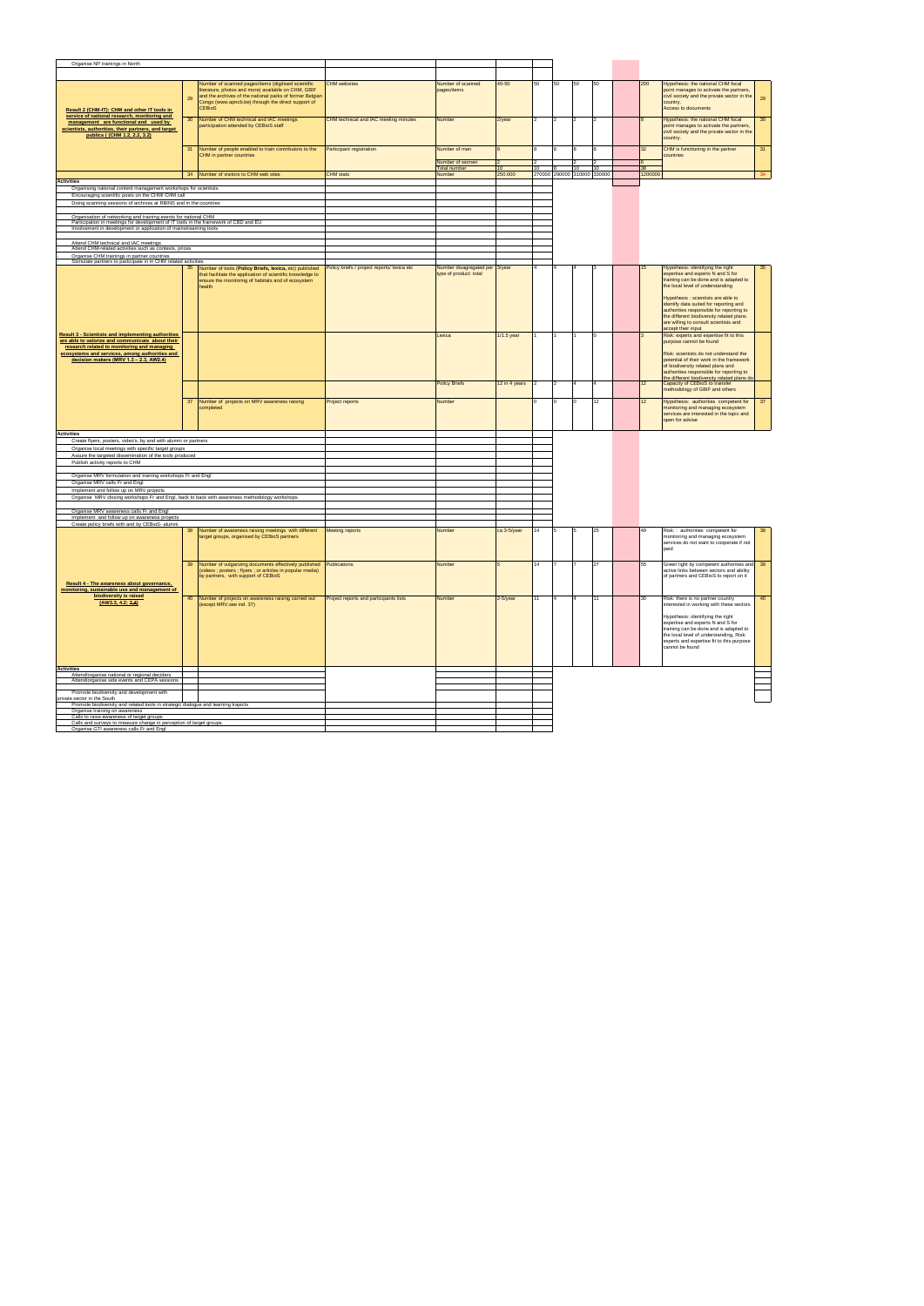| | | | | | | | | | | | | | | |
|---|---|---|---|---|---|---|---|---|---|---|---|---|---|---|
| Organise NP trainings in North | | | | | | | | | | | | | | |
| **Result 2 (CHM-IT): CHM and other IT tools in service of national research, monitoring and management are functional and used by scientists, authorities, their partners, and target publics ( (CHM 1.2, 2.2, 3.2)** | 29 | Number of scanned pages/items (digitised scientific literature, photos and more) available on CHM, GBIF and the archives of the national parks of former Belgian Congo (www.apncb.be) through the direct support of CEBioS | CHM websites | Number of scanned pages/items | 40-50 | 50 | 50 | 50 | 50 | | 200 | Hypothesis: the national CHM focal point manages to activate the partners, civil society and the private sector in the country. Access to documents | 29 |
| | 30 | Number of CHM technical and IAC meetings participation attended by CEBioS staff | CHM technical and IAC meeting minutes | Number | 2/year | 2 | 2 | 2 | 2 | | 8 | Hypothesis: the national CHM focal point manages to activate the partners, civil society and the private sector in the country. | 30 |
| | 31 | Number of people enabled to train contributors to the CHM in partner countries | Participant registration | Number of men | 6 | 8 | 8 | 8 | 8 | | 32 | CHM is functioning in the partner countries | 31 |
| | | | | Number of women | 2 | 2 | | 2 | 2 | | 6 | | |
| | | | | Total number | 10 | 10 | 8 | 10 | 10 | | 38 | | |
| | 34 | Number of visitors to CHM web sites | CHM stats | Number | 250.000 | 270000 | 290000 | 310000 | 330000 | | 1200000 | | 34 |
| **Activities** | | | | | | | | | | | | | | |
| Organising national content management workshops for scientists | | | | | | | | | | | | | | |
| Encouraging scientific posts on the CHM CHM call | | | | | | | | | | | | | | |
| Doing scanning sessions of archives at RBINS and in the countries | | | | | | | | | | | | | | |
| Organisation of networking and training events for national CHM | | | | | | | | | | | | | | |
| Participation in meetings for development of IT tools in the framework of CBD and EU | | | | | | | | | | | | | | |
| Involvement in development or application of mainstreaming tools | | | | | | | | | | | | | | |
| Attend CHM technical and IAC meetings | | | | | | | | | | | | | | |
| Attend CHM-related activities such as contests, prices | | | | | | | | | | | | | | |
| Organise CHM trainings in partner countries | | | | | | | | | | | | | | |
| Stimulate partners to participate in in CHM related activities | | | | | | | | | | | | | | |
| **Result 3 - Scientists and implementing authorities are able to valorize and communicate about their research related to monitoring and managing ecosystems and services, among authorities and decision makers (MRV 1.3 – 2.3, AW2.4)** | 35 | Number of tools (**Policy Briefs, lexica**, etc) published that facilitate the application of scientific knowledge to ensure the monitoring of habitats and of ecosystem health | Policy briefs / project reports/ lexica etc | Number disaggregated per type of product: total | 3/year | 4 | 4 | 4 | 5 | | 15 | Hypothesis: identifying the right expertise and experts N and S for training can be done and is adapted to the local level of understanding. Hypothesis : scientists are able to identify data suited for reporting and authorities responsible for reporting to the different biodiversity related plans are willing to consult scientists and accept their input | 35 |
| | | | | Lexica | 1/1.5 year | 1 | 1 | 1 | 0 | | 3 | Risk: experts and expertise fit to this purpose cannot be found. Risk: scientists do not understand the potential of their work in the framework of biodiversity related plans and authorities responsible for reporting to the different biodiversity related plans do | |
| | | | | Policy Briefs | 12 in 4 years | 2 | 2 | 4 | 4 | | 12 | Capacity of CEBioS to transfer methodology of GBIF and others | |
| | 37 | Number of projects on MRV awareness raising completed | Project reports | Number | | 0 | 0 | 0 | 12 | | 12 | Hypothesis: authorities competent for monitoring and managing ecosystem services are interested in the topic and open for advise | 37 |
| **Activities** | | | | | | | | | | | | | | |
| Create flyers, posters, video's, by and with alumni or partners | | | | | | | | | | | | | | |
| Organise local meetings with specific target groups | | | | | | | | | | | | | | |
| Assure the targeted dissemination of the tools produced | | | | | | | | | | | | | | |
| Publish activity reports to CHM | | | | | | | | | | | | | | |
| Organise MRV formulation and training workshops Fr and Engl | | | | | | | | | | | | | | |
| Organise MRV calls Fr and Engl | | | | | | | | | | | | | | |
| Implement and follow up on MRV projects | | | | | | | | | | | | | | |
| Organise MRV closing workshops Fr and Engl, back to back with awareness methodology workshops | | | | | | | | | | | | | | |
| Organise MRV awareness calls Fr and Engl | | | | | | | | | | | | | | |
| Implement and follow up on awareness projects | | | | | | | | | | | | | | |
| Create policy briefs with and by CEBioS- alumni | | | | | | | | | | | | | | |
| **Result 4 - The awareness about governance, monitoring, sustainable use and management of biodiversity is raised (AW3.3, 4.2; 2.4)** | 38 | Number of awareness raising meetings with different target groups, organised by CEBioS partners | Meeting reports | Number | ca 3-5/year | 14 | 5 | 5 | 25 | | 49 | Risk : authorities competent for monitoring and managing ecosystem services do not want to cooperate if not paid | 38 |
| | 39 | Number of vulgarizing documents effectively published (videos ; posters ; flyers ; or articles in popular media) by partners, with support of CEBioS | Publications | Number | 5 | 14 | 7 | 7 | 27 | | 55 | Green light by competent authorities and active links between sectors and ability of partners and CEBioS to report on it | 39 |
| | 40 | Number of projects on awareness raising carried out (except MRV,see ind. 37) | Project reports and participants lists | Number | 2-5/year | 11 | 4 | 4 | 11 | | 30 | Risk: there is no partner country interested in working with these sectors. Hypothesis: identifying the right expertise and experts N and S for training can be done and is adapted to the local level of understanding, Risk: experts and expertise fit to this purpose cannot be found | 40 |
| **Activities** | | | | | | | | | | | | | | |
| Attend/organise national or regional deciders | | | | | | | | | | | | | | |
| Attend/organise side events and CEPA sessions | | | | | | | | | | | | | | |
| Promote biodiversity and development with private sector in the South | | | | | | | | | | | | | | |
| Promote biodiversity and related tools in strategic dialogue and learning trajects | | | | | | | | | | | | | | |
| Organise training on awareness | | | | | | | | | | | | | | |
| Calls to raise awareness of target groups | | | | | | | | | | | | | | |
| Calls and surveys to measure change in perception of target groups. | | | | | | | | | | | | | | |
| Organise GTI awareness calls Fr and Engl | | | | | | | | | | | | | | |